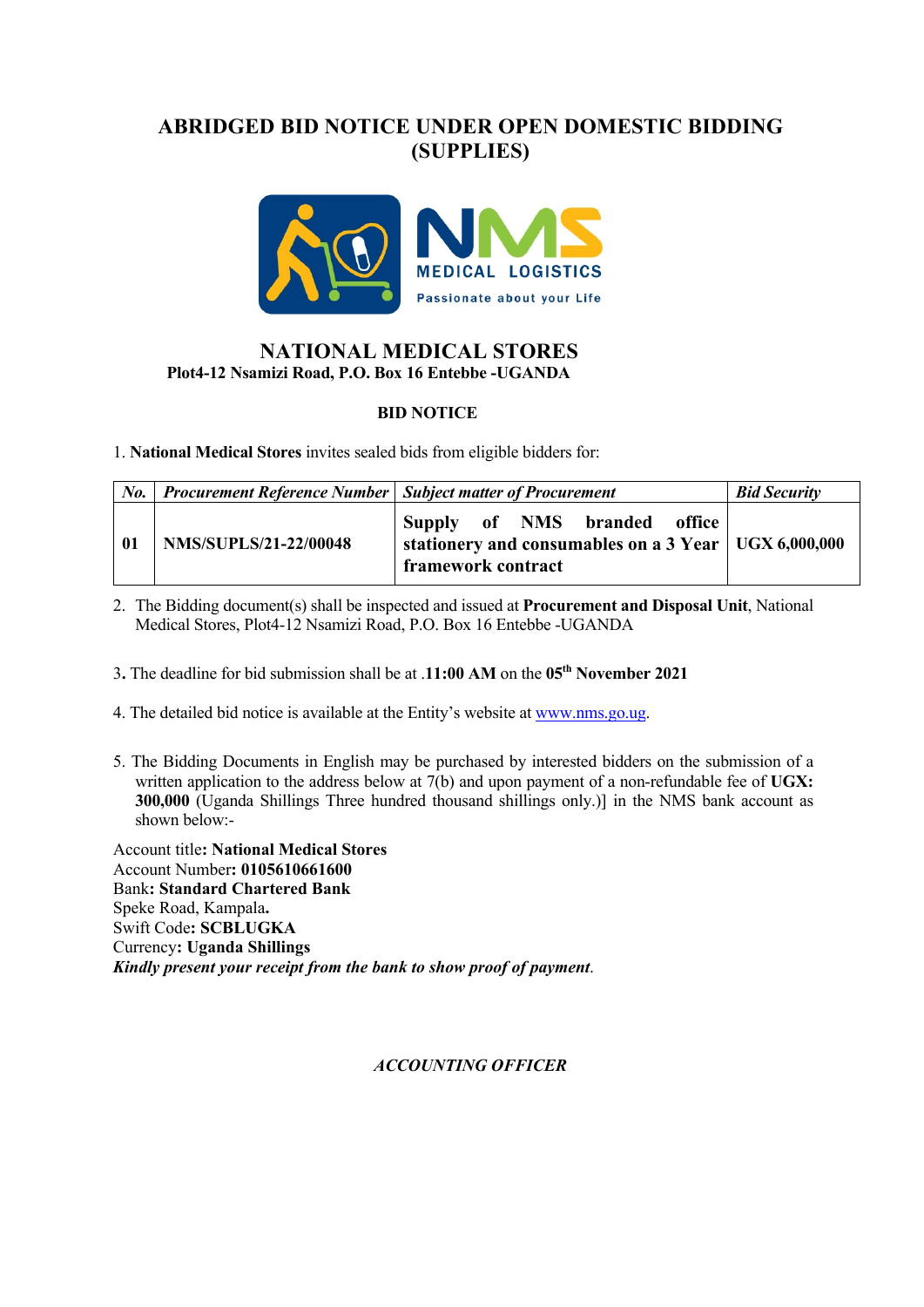# ABRIDGED BID NOTICE UNDER OPEN DOMESTIC BIDDING (SUPPLIES)

NMS MEDICAL LOGISTICS

Passionate about your Life

## NATIONAL MEDICAL STORES

**Plot4-12 Nsamizi Road, P.O. Box 16 Entebbe -UGANDA**

### BID NOTICE

1. **National Medical Stores** invites sealed bids from eligible bidders for:

| *No.* | *Procurement Reference Number* | *Subject matter of Procurement* | *Bid Security* |
|---|---|---|---|
| **01** | **NMS/SUPLS/21-22/00048** | **Supply of NMS branded office stationery and consumables on a 3 Year framework contract** | **UGX 6,000,000** |

2. The Bidding document(s) shall be inspected and issued at **Procurement and Disposal Unit**, National Medical Stores, Plot4-12 Nsamizi Road, P.O. Box 16 Entebbe -UGANDA

3. The deadline for bid submission shall be at .**11:00 AM** on the **05th November 2021**

4. The detailed bid notice is available at the Entity's website at www.nms.go.ug.

5. The Bidding Documents in English may be purchased by interested bidders on the submission of a written application to the address below at 7(b) and upon payment of a non-refundable fee of **UGX: 300,000** (Uganda Shillings Three hundred thousand shillings only.)] in the NMS bank account as shown below:-

Account title**: National Medical Stores**
Account Number**: 0105610661600**
Bank**: Standard Chartered Bank**
Speke Road, Kampala**.**
Swift Code**: SCBLUGKA**
Currency**: Uganda Shillings**
***Kindly present your receipt from the bank to show proof of payment***.

*ACCOUNTING OFFICER*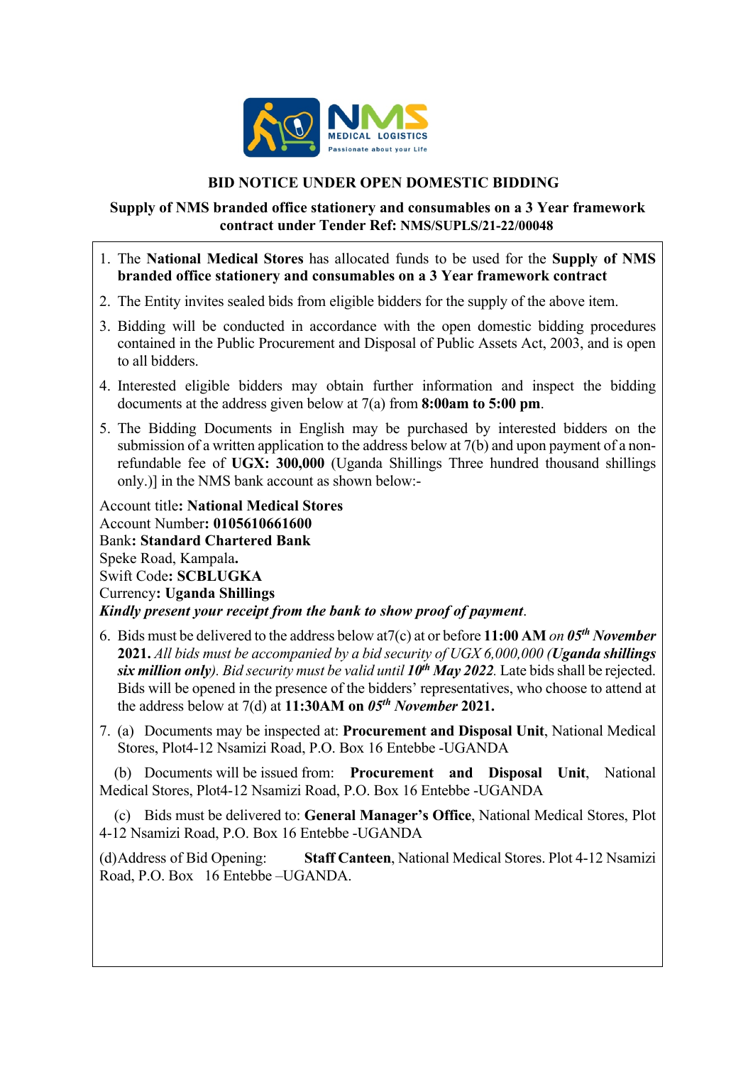**BID NOTICE UNDER OPEN DOMESTIC BIDDING**

**Supply of NMS branded office stationery and consumables on a 3 Year framework contract under Tender Ref: NMS/SUPLS/21-22/00048**

1. The **National Medical Stores** has allocated funds to be used for the **Supply of NMS branded office stationery and consumables on a 3 Year framework contract**
2. The Entity invites sealed bids from eligible bidders for the supply of the above item.
3. Bidding will be conducted in accordance with the open domestic bidding procedures contained in the Public Procurement and Disposal of Public Assets Act, 2003, and is open to all bidders.
4. Interested eligible bidders may obtain further information and inspect the bidding documents at the address given below at 7(a) from **8:00am to 5:00 pm**.
5. The Bidding Documents in English may be purchased by interested bidders on the submission of a written application to the address below at 7(b) and upon payment of a non-refundable fee of **UGX: 300,000** (Uganda Shillings Three hundred thousand shillings only.)] in the NMS bank account as shown below:-

Account title**: National Medical Stores**
Account Number**: 0105610661600**
Bank**: Standard Chartered Bank**
Speke Road, Kampala**.**
Swift Code**: SCBLUGKA**
Currency**: Uganda Shillings**
***Kindly present your receipt from the bank to show proof of payment***.

6. Bids must be delivered to the address below at7(c) at or before **11:00 AM** *on* ***05th November* 2021.** *All bids must be accompanied by a bid security of UGX 6,000,000 (**Uganda shillings six million only**). Bid security must be valid until **10th May 2022**.* Late bids shall be rejected. Bids will be opened in the presence of the bidders' representatives, who choose to attend at the address below at 7(d) at **11:30AM on *05th November* 2021.**
7. (a) Documents may be inspected at: **Procurement and Disposal Unit**, National Medical Stores, Plot4-12 Nsamizi Road, P.O. Box 16 Entebbe -UGANDA

   (b) Documents will be issued from: **Procurement and Disposal Unit**, National Medical Stores, Plot4-12 Nsamizi Road, P.O. Box 16 Entebbe -UGANDA

   (c) Bids must be delivered to: **General Manager's Office**, National Medical Stores, Plot 4-12 Nsamizi Road, P.O. Box 16 Entebbe -UGANDA

   (d)Address of Bid Opening: **Staff Canteen**, National Medical Stores. Plot 4-12 Nsamizi Road, P.O. Box 16 Entebbe –UGANDA.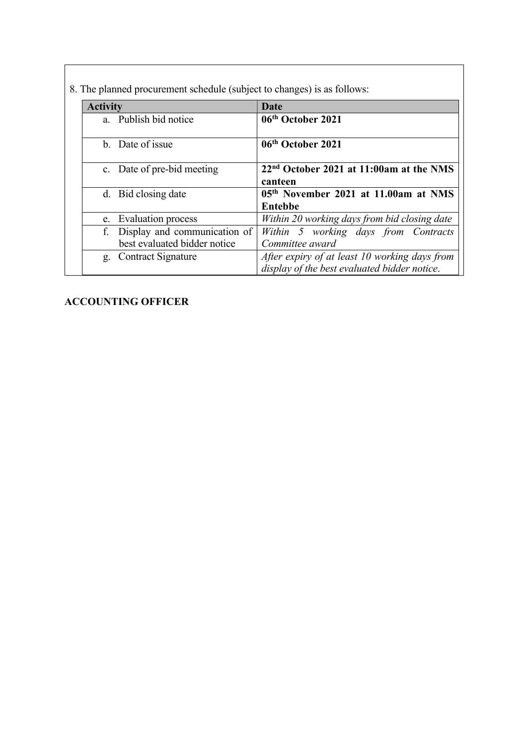8. The planned procurement schedule (subject to changes) is as follows:

| Activity | Date |
|---|---|
| a. Publish bid notice | **06th October 2021** |
| b. Date of issue | **06th October 2021** |
| c. Date of pre-bid meeting | **22nd October 2021 at 11:00am at the NMS canteen** |
| d. Bid closing date | **05th November 2021 at 11.00am at NMS Entebbe** |
| e. Evaluation process | *Within 20 working days from bid closing date* |
| f. Display and communication of best evaluated bidder notice | *Within 5 working days from Contracts Committee award* |
| g. Contract Signature | *After expiry of at least 10 working days from display of the best evaluated bidder notice*. |

**ACCOUNTING OFFICER**